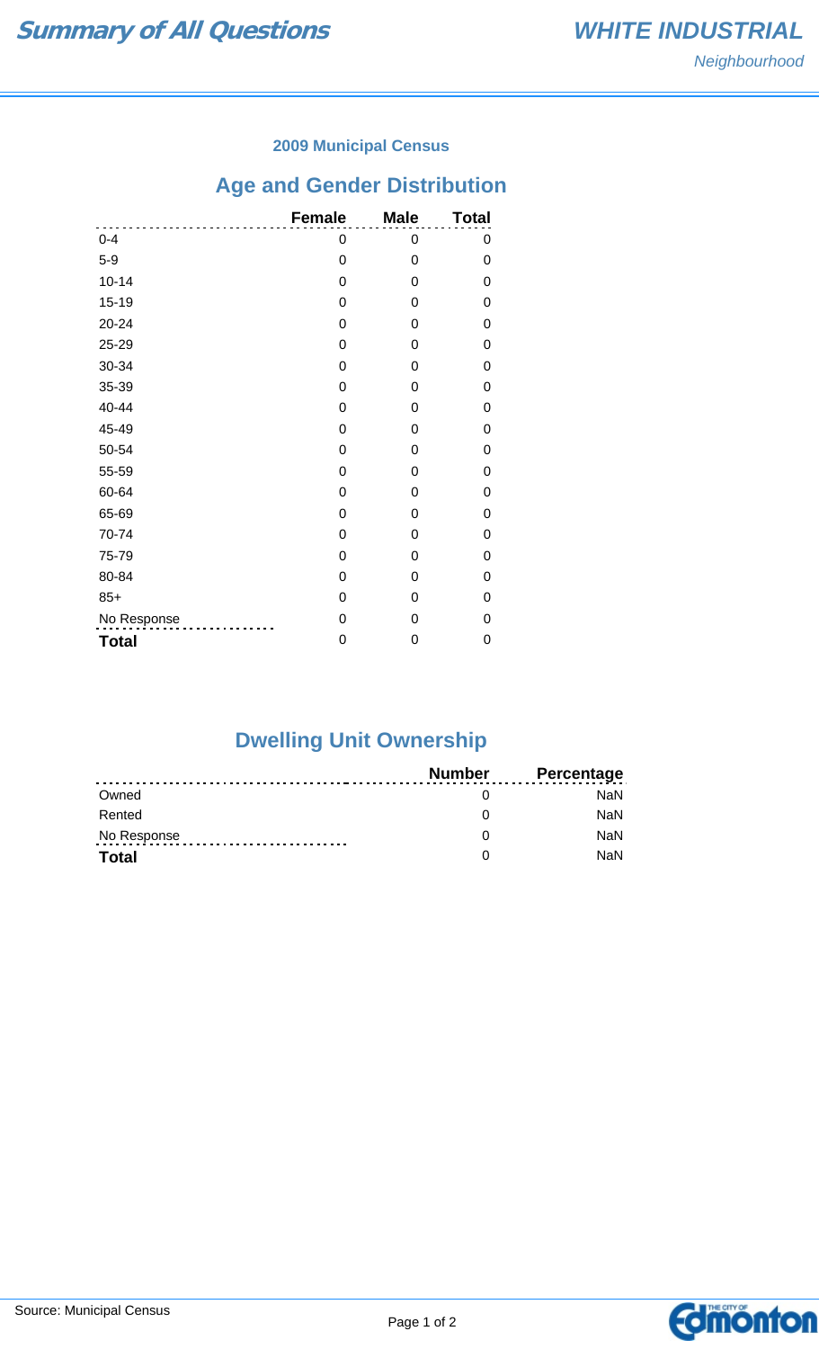# Summary of All Questions

## WHITE INDUSTRIAL

*Neighbourhood*

### 2009 Municipal Census

## Age and Gender Distribution

| | Female | Male | Total |
|---|---|---|---|
| 0-4 | 0 | 0 | 0 |
| 5-9 | 0 | 0 | 0 |
| 10-14 | 0 | 0 | 0 |
| 15-19 | 0 | 0 | 0 |
| 20-24 | 0 | 0 | 0 |
| 25-29 | 0 | 0 | 0 |
| 30-34 | 0 | 0 | 0 |
| 35-39 | 0 | 0 | 0 |
| 40-44 | 0 | 0 | 0 |
| 45-49 | 0 | 0 | 0 |
| 50-54 | 0 | 0 | 0 |
| 55-59 | 0 | 0 | 0 |
| 60-64 | 0 | 0 | 0 |
| 65-69 | 0 | 0 | 0 |
| 70-74 | 0 | 0 | 0 |
| 75-79 | 0 | 0 | 0 |
| 80-84 | 0 | 0 | 0 |
| 85+ | 0 | 0 | 0 |
| No Response | 0 | 0 | 0 |
| **Total** | 0 | 0 | 0 |

## Dwelling Unit Ownership

| | Number | Percentage |
|---|---|---|
| Owned | 0 | NaN |
| Rented | 0 | NaN |
| No Response | 0 | NaN |
| **Total** | 0 | NaN |

Source: Municipal Census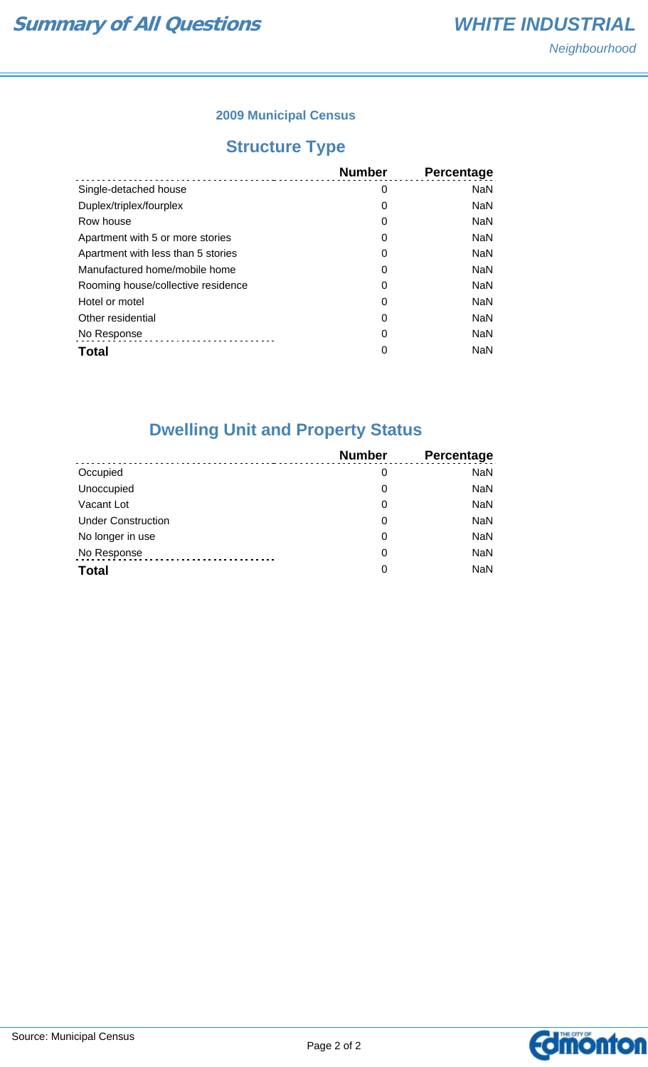### 2009 Municipal Census

## Structure Type

| | Number | Percentage |
|---|---|---|
| Single-detached house | 0 | NaN |
| Duplex/triplex/fourplex | 0 | NaN |
| Row house | 0 | NaN |
| Apartment with 5 or more stories | 0 | NaN |
| Apartment with less than 5 stories | 0 | NaN |
| Manufactured home/mobile home | 0 | NaN |
| Rooming house/collective residence | 0 | NaN |
| Hotel or motel | 0 | NaN |
| Other residential | 0 | NaN |
| No Response | 0 | NaN |
| **Total** | 0 | NaN |

## Dwelling Unit and Property Status

| | Number | Percentage |
|---|---|---|
| Occupied | 0 | NaN |
| Unoccupied | 0 | NaN |
| Vacant Lot | 0 | NaN |
| Under Construction | 0 | NaN |
| No longer in use | 0 | NaN |
| No Response | 0 | NaN |
| **Total** | 0 | NaN |

Source: Municipal Census